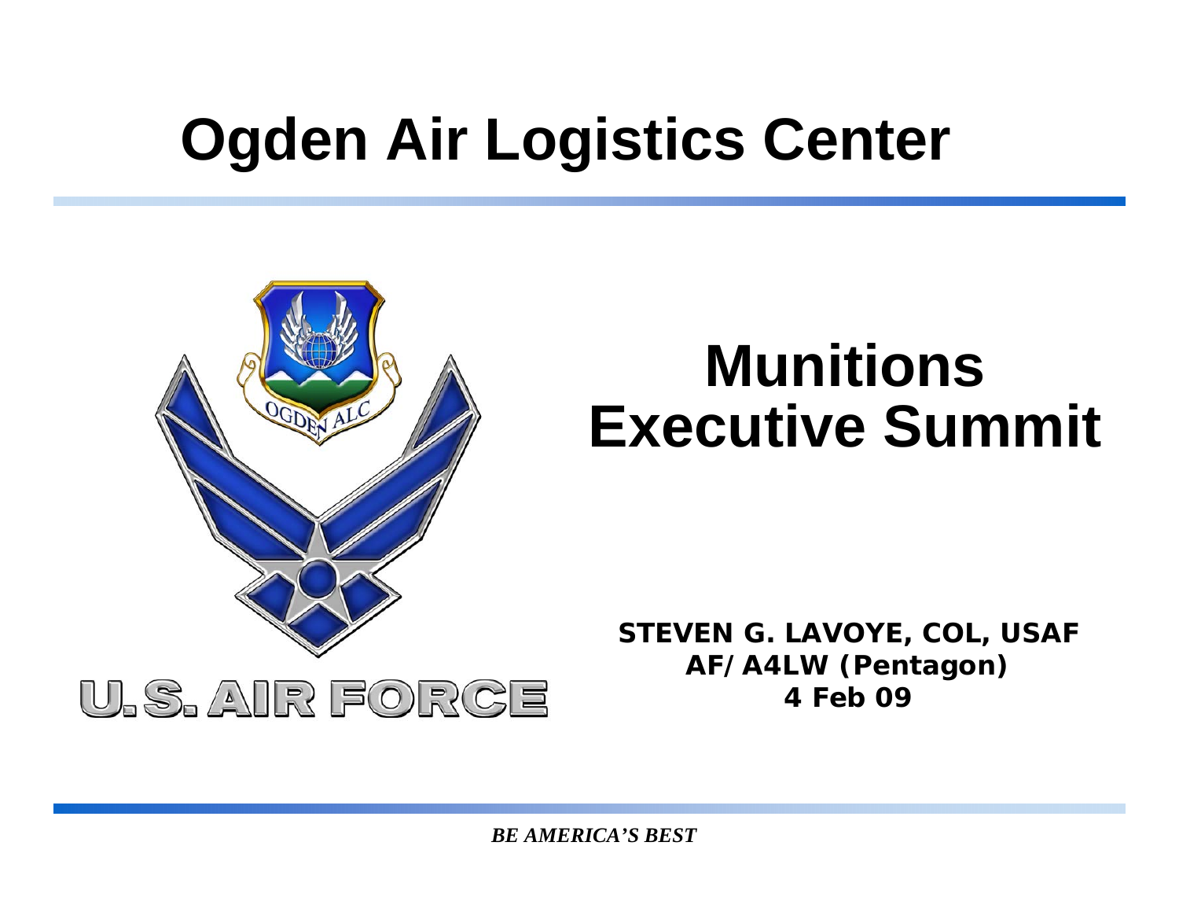# Ogden Air Logistics Center

## Munitions Executive Summit

**STEVEN G. LAVOYE, COL, USAF**
**AF/A4LW (Pentagon)**
**4 Feb 09**

*BE AMERICA'S BEST*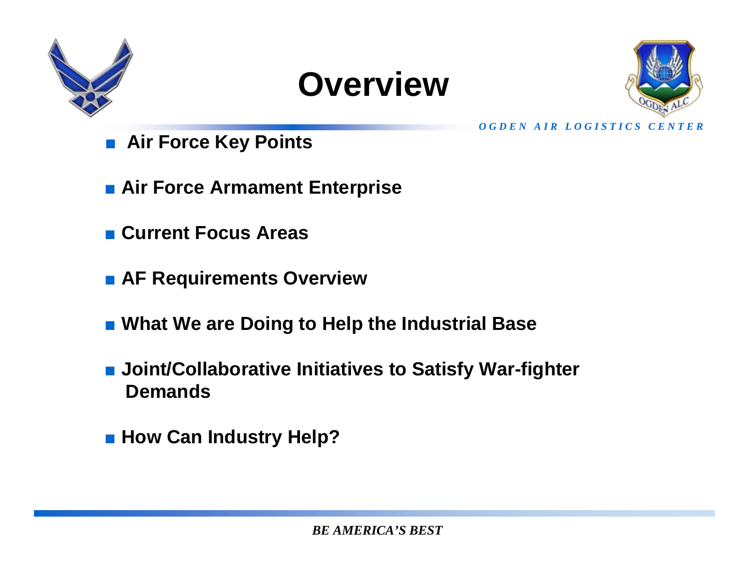# Overview

- **Air Force Key Points**
- **Air Force Armament Enterprise**
- **Current Focus Areas**
- **AF Requirements Overview**
- **What We are Doing to Help the Industrial Base**
- **Joint/Collaborative Initiatives to Satisfy War-fighter Demands**
- **How Can Industry Help?**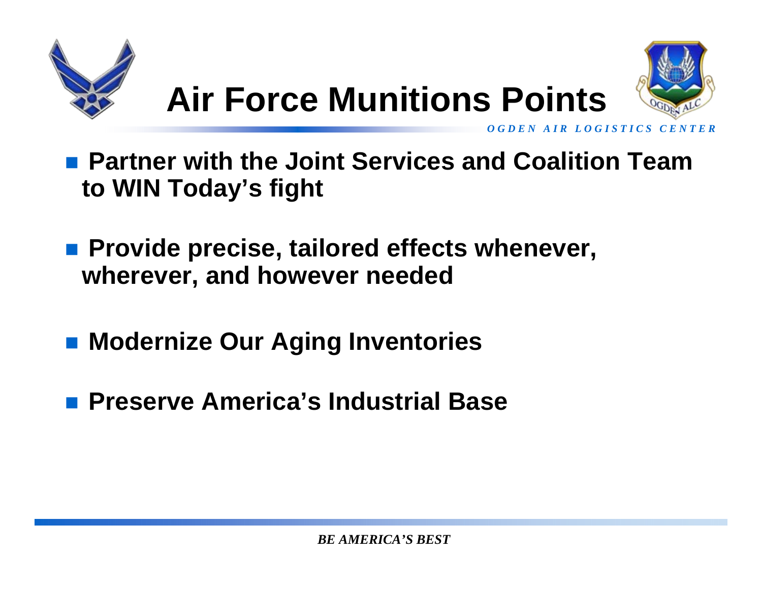# Air Force Munitions Points

- **Partner with the Joint Services and Coalition Team to WIN Today's fight**
- **Provide precise, tailored effects whenever, wherever, and however needed**
- **Modernize Our Aging Inventories**
- **Preserve America's Industrial Base**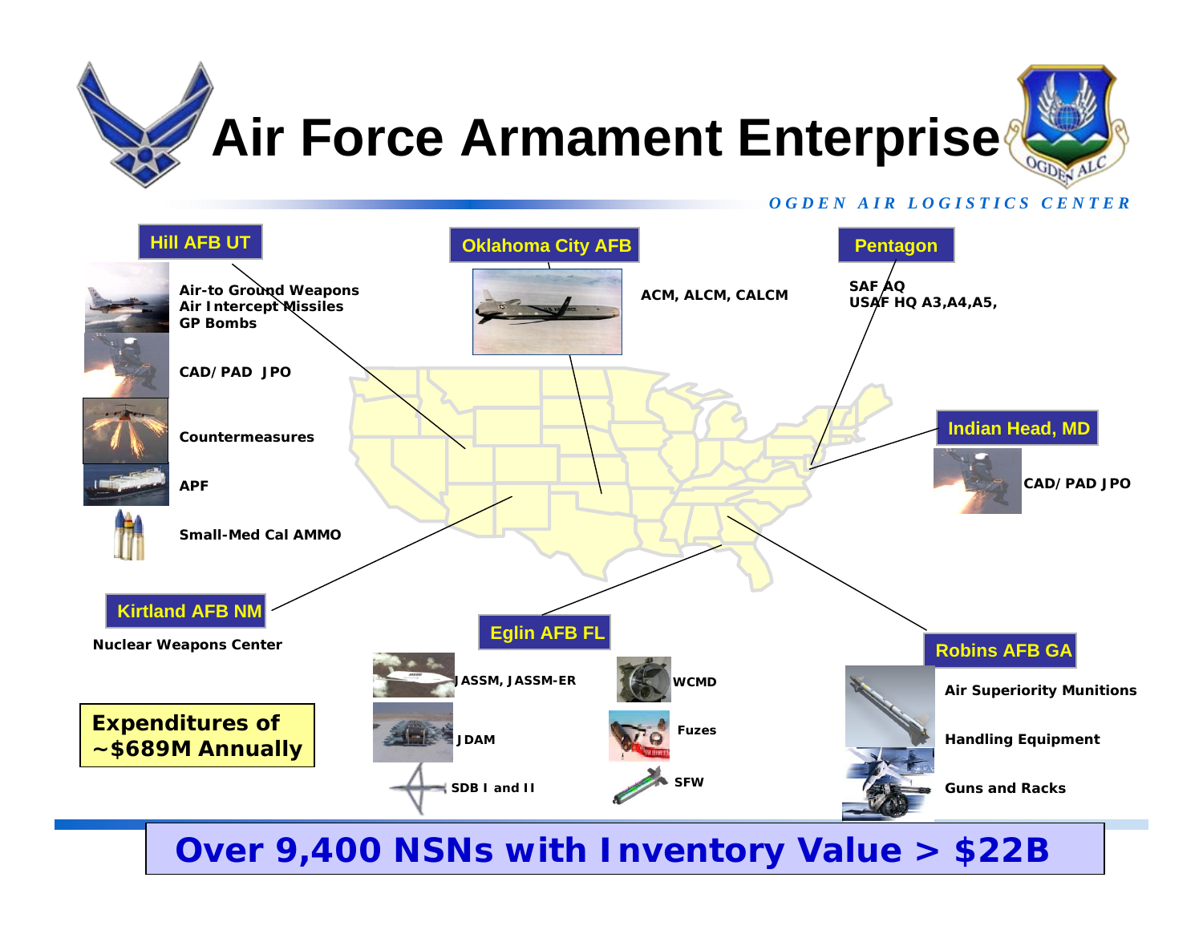# Air Force Armament Enterprise

*OGDEN AIR LOGISTICS CENTER*

## Hill AFB UT

- Air-to Ground Weapons
- Air Intercept Missiles
- GP Bombs
- CAD/PAD JPO
- Countermeasures
- APF
- Small-Med Cal AMMO

## Oklahoma City AFB

ACM, ALCM, CALCM

## Pentagon

SAF AQ
USAF HQ A3,A4,A5,

## Indian Head, MD

CAD/PAD JPO

## Kirtland AFB NM

Nuclear Weapons Center

## Eglin AFB FL

- JASSM, JASSM-ER
- JDAM
- SDB I and II
- WCMD
- Fuzes
- SFW

## Robins AFB GA

- Air Superiority Munitions
- Handling Equipment
- Guns and Racks

**Expenditures of ~$689M Annually**

**Over 9,400 NSNs with Inventory Value > $22B**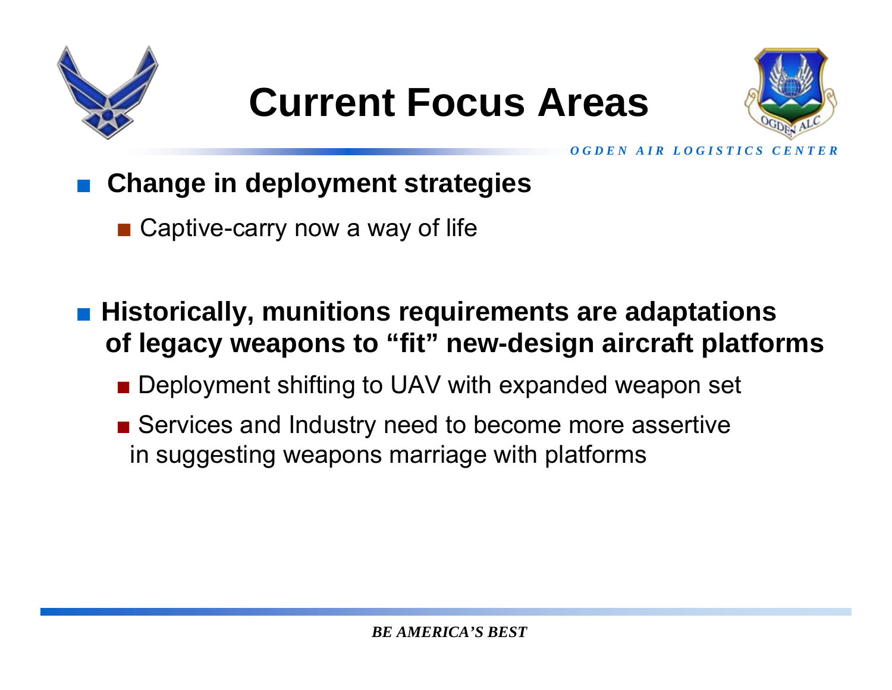# Current Focus Areas

- **Change in deployment strategies**
  - Captive-carry now a way of life

- **Historically, munitions requirements are adaptations of legacy weapons to "fit" new-design aircraft platforms**
  - Deployment shifting to UAV with expanded weapon set
  - Services and Industry need to become more assertive in suggesting weapons marriage with platforms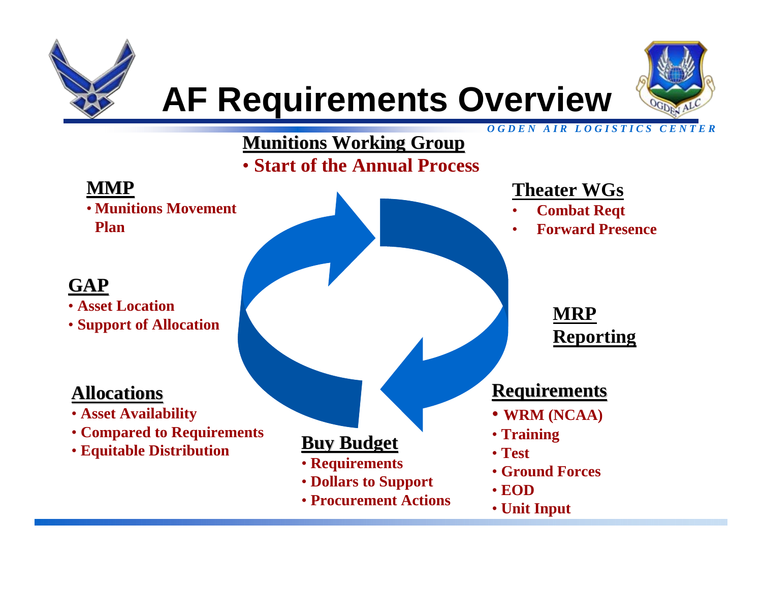# AF Requirements Overview

*OGDEN AIR LOGISTICS CENTER*

**Munitions Working Group**
- Start of the Annual Process

**Theater WGs**
- Combat Reqt
- Forward Presence

**MRP Reporting**

**Requirements**
- WRM (NCAA)
- Training
- Test
- Ground Forces
- EOD
- Unit Input

**Buy Budget**
- Requirements
- Dollars to Support
- Procurement Actions

**Allocations**
- Asset Availability
- Compared to Requirements
- Equitable Distribution

**GAP**
- Asset Location
- Support of Allocation

**MMP**
- Munitions Movement Plan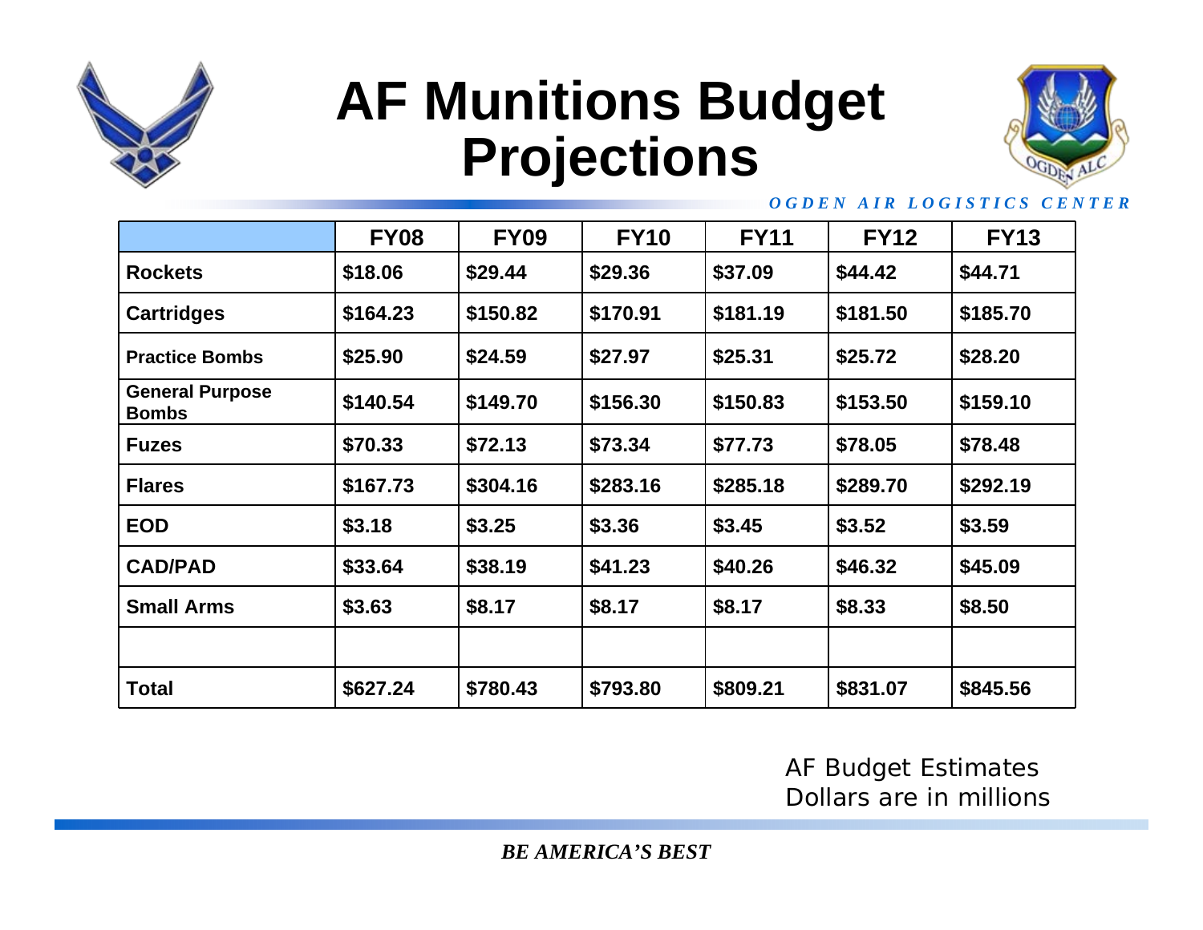# AF Munitions Budget Projections

*OGDEN AIR LOGISTICS CENTER*

| | FY08 | FY09 | FY10 | FY11 | FY12 | FY13 |
|---|---|---|---|---|---|---|
| **Rockets** | $18.06 | $29.44 | $29.36 | $37.09 | $44.42 | $44.71 |
| **Cartridges** | $164.23 | $150.82 | $170.91 | $181.19 | $181.50 | $185.70 |
| **Practice Bombs** | $25.90 | $24.59 | $27.97 | $25.31 | $25.72 | $28.20 |
| **General Purpose Bombs** | $140.54 | $149.70 | $156.30 | $150.83 | $153.50 | $159.10 |
| **Fuzes** | $70.33 | $72.13 | $73.34 | $77.73 | $78.05 | $78.48 |
| **Flares** | $167.73 | $304.16 | $283.16 | $285.18 | $289.70 | $292.19 |
| **EOD** | $3.18 | $3.25 | $3.36 | $3.45 | $3.52 | $3.59 |
| **CAD/PAD** | $33.64 | $38.19 | $41.23 | $40.26 | $46.32 | $45.09 |
| **Small Arms** | $3.63 | $8.17 | $8.17 | $8.17 | $8.33 | $8.50 |
| | | | | | | |
| **Total** | $627.24 | $780.43 | $793.80 | $809.21 | $831.07 | $845.56 |

AF Budget Estimates
Dollars are in millions

*BE AMERICA'S BEST*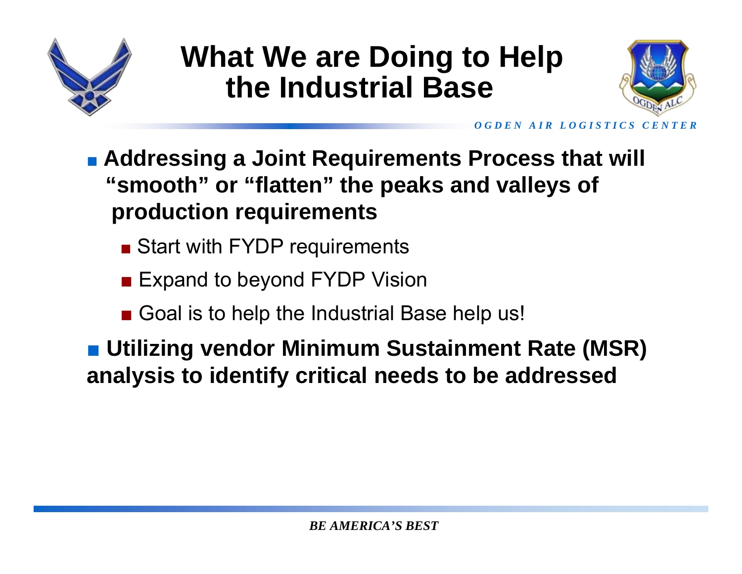# What We are Doing to Help the Industrial Base

- **Addressing a Joint Requirements Process that will "smooth" or "flatten" the peaks and valleys of production requirements**
  - Start with FYDP requirements
  - Expand to beyond FYDP Vision
  - Goal is to help the Industrial Base help us!
- **Utilizing vendor Minimum Sustainment Rate (MSR) analysis to identify critical needs to be addressed**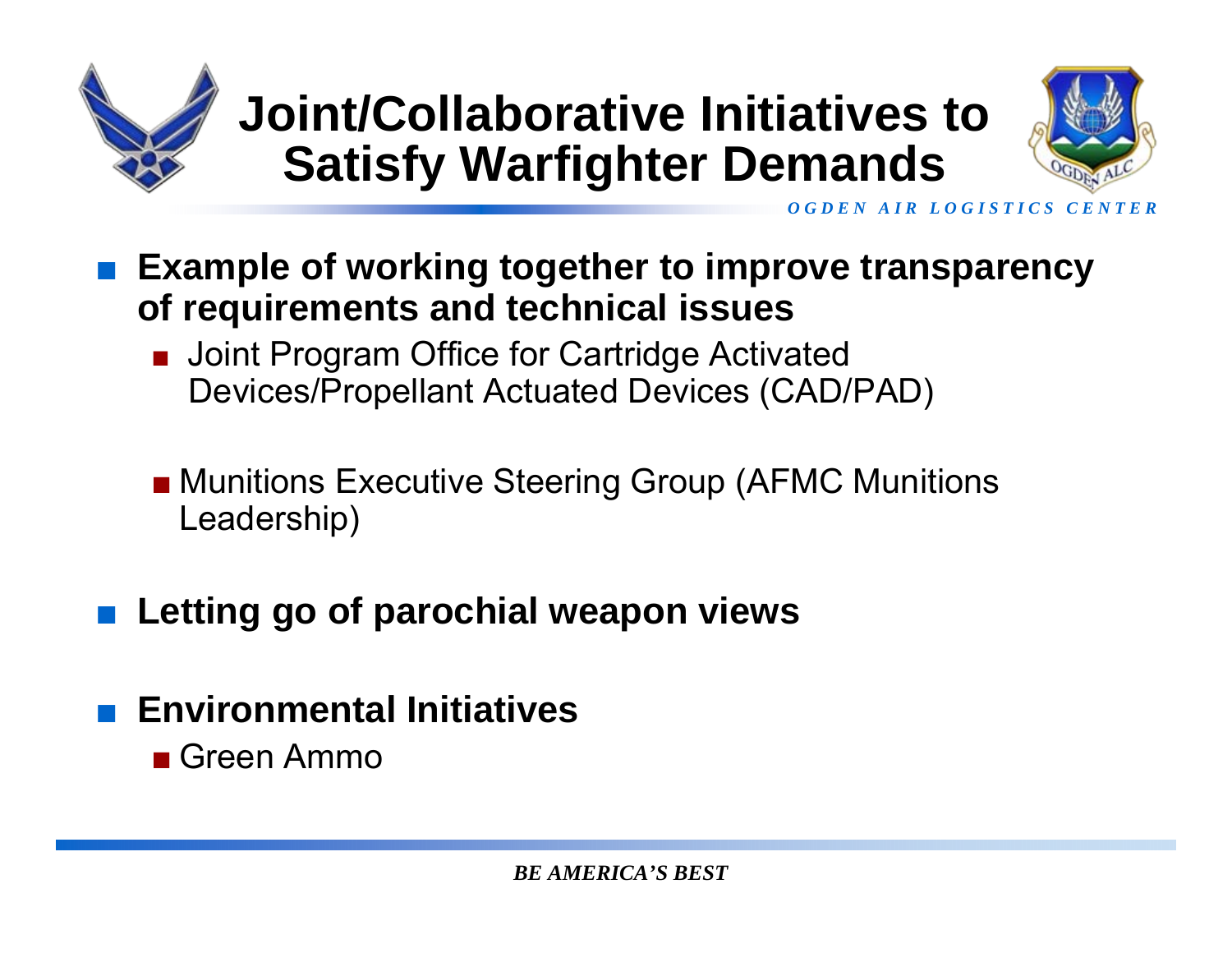# Joint/Collaborative Initiatives to Satisfy Warfighter Demands

- **Example of working together to improve transparency of requirements and technical issues**
  - Joint Program Office for Cartridge Activated Devices/Propellant Actuated Devices (CAD/PAD)
  - Munitions Executive Steering Group (AFMC Munitions Leadership)
- **Letting go of parochial weapon views**
- **Environmental Initiatives**
  - Green Ammo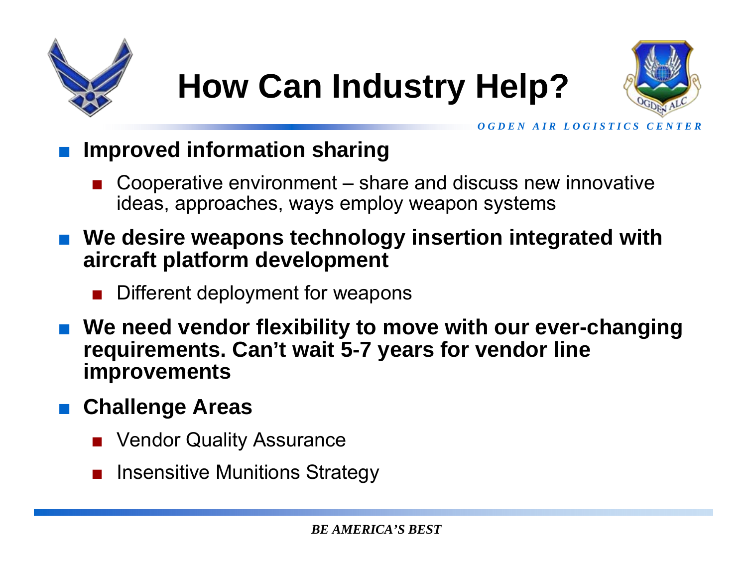# How Can Industry Help?

- **Improved information sharing**
  - Cooperative environment – share and discuss new innovative ideas, approaches, ways employ weapon systems
- **We desire weapons technology insertion integrated with aircraft platform development**
  - Different deployment for weapons
- **We need vendor flexibility to move with our ever-changing requirements. Can't wait 5-7 years for vendor line improvements**
- **Challenge Areas**
  - Vendor Quality Assurance
  - Insensitive Munitions Strategy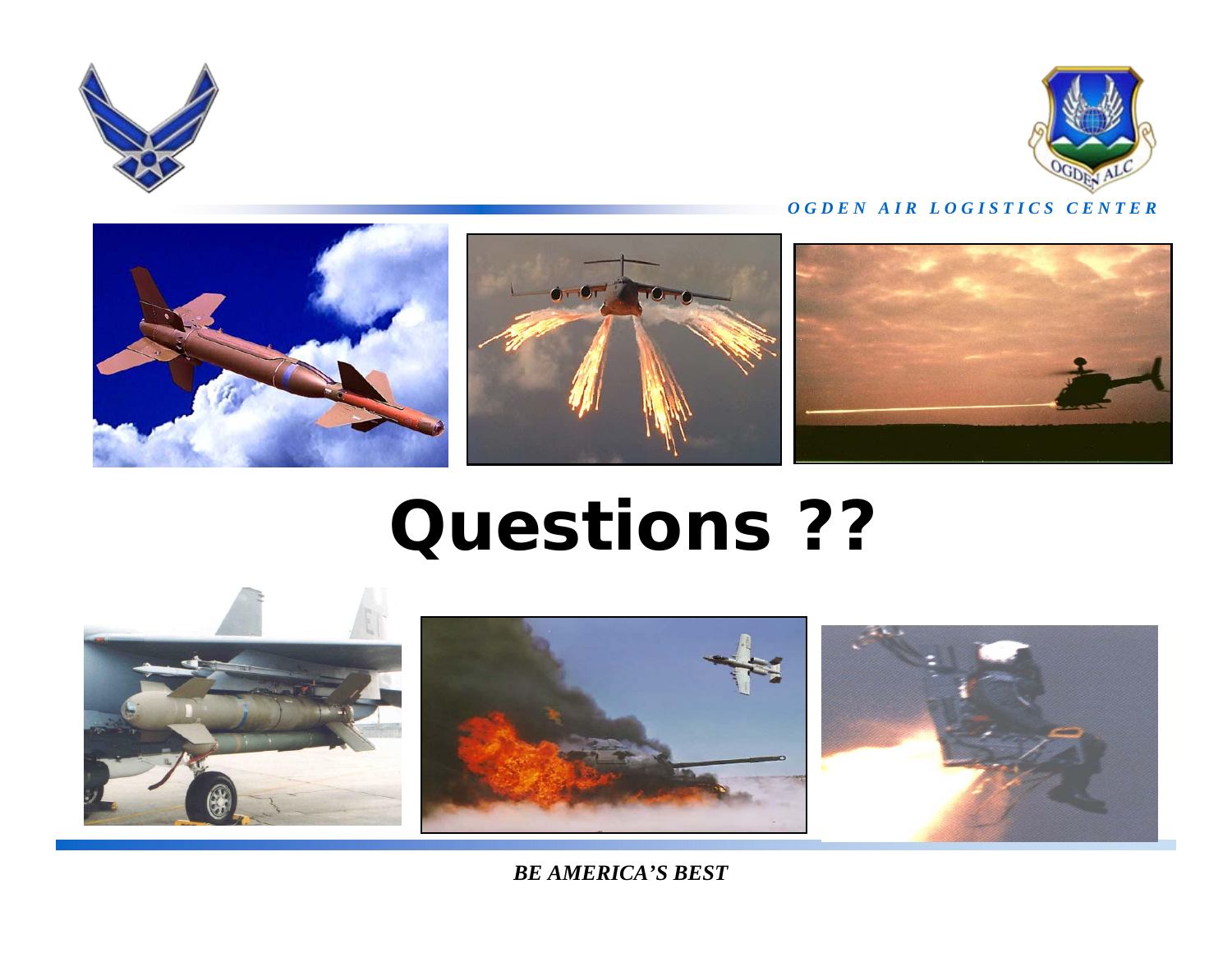OGDEN AIR LOGISTICS CENTER

# Questions ??

*BE AMERICA'S BEST*